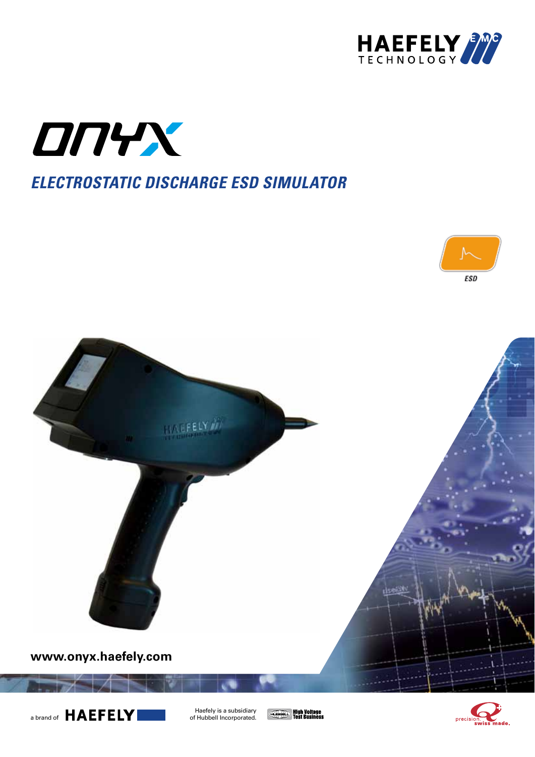HAEFELY EMC TECHNOLOGY

# ONYX

## ELECTROSTATIC DISCHARGE ESD SIMULATOR

ESD

**www.onyx.haefely.com**

a brand of HAEFELY

Haefely is a subsidiary of Hubbell Incorporated.

High Voltage Test Business

precision. swiss made.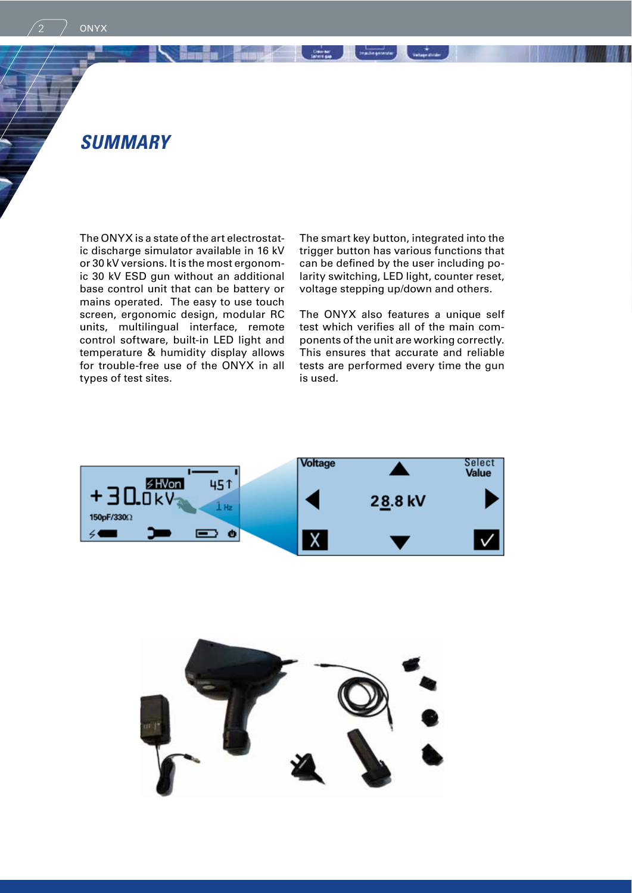## *SUMMARY*

The ONYX is a state of the art electrostatic discharge simulator available in 16 kV or 30 kV versions. It is the most ergonomic 30 kV ESD gun without an additional base control unit that can be battery or mains operated. The easy to use touch screen, ergonomic design, modular RC units, multilingual interface, remote control software, built-in LED light and temperature & humidity display allows for trouble-free use of the ONYX in all types of test sites.

The smart key button, integrated into the trigger button has various functions that can be defined by the user including polarity switching, LED light, counter reset, voltage stepping up/down and others.

The ONYX also features a unique self test which verifies all of the main components of the unit are working correctly. This ensures that accurate and reliable tests are performed every time the gun is used.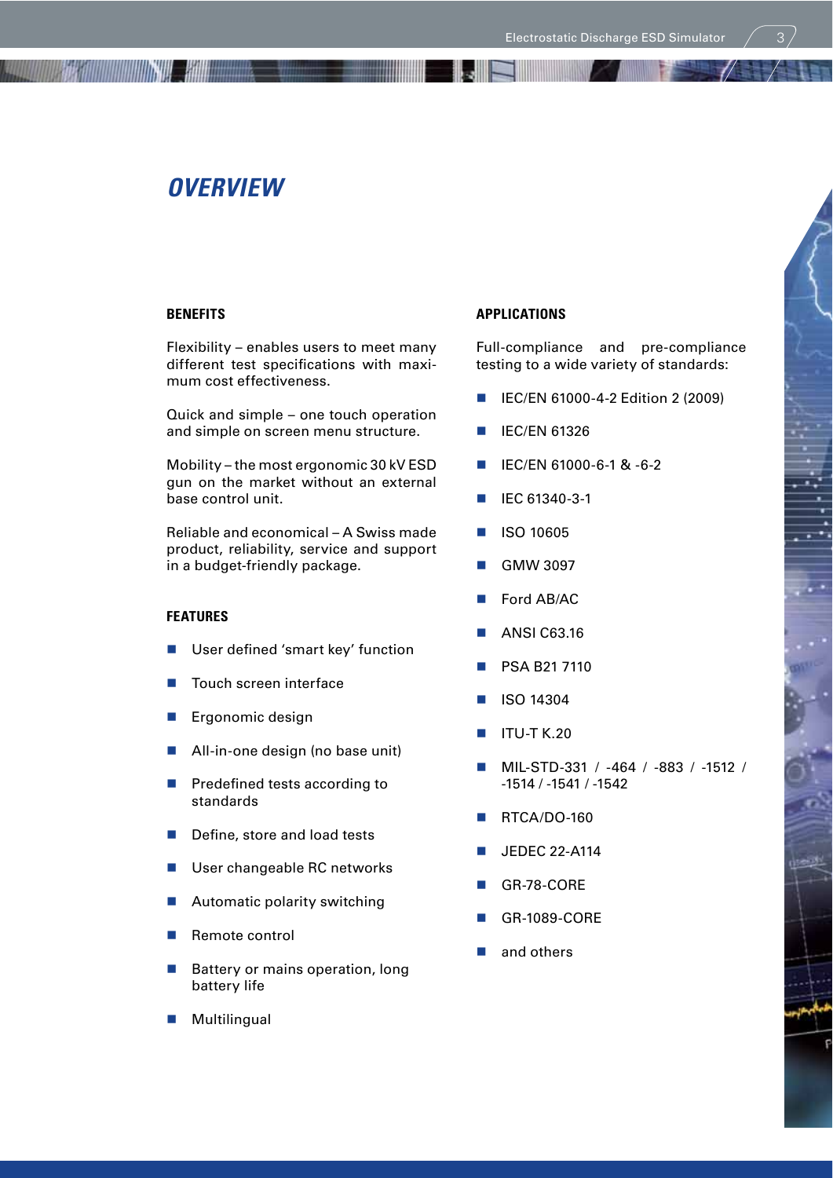# OVERVIEW

## BENEFITS

Flexibility – enables users to meet many different test specifications with maximum cost effectiveness.

Quick and simple – one touch operation and simple on screen menu structure.

Mobility – the most ergonomic 30 kV ESD gun on the market without an external base control unit.

Reliable and economical – A Swiss made product, reliability, service and support in a budget-friendly package.

## FEATURES

- User defined 'smart key' function
- Touch screen interface
- Ergonomic design
- All-in-one design (no base unit)
- Predefined tests according to standards
- Define, store and load tests
- User changeable RC networks
- Automatic polarity switching
- Remote control
- Battery or mains operation, long battery life
- Multilingual

## APPLICATIONS

Full-compliance and pre-compliance testing to a wide variety of standards:

- IEC/EN 61000-4-2 Edition 2 (2009)
- IEC/EN 61326
- IEC/EN 61000-6-1 & -6-2
- IEC 61340-3-1
- ISO 10605
- GMW 3097
- Ford AB/AC
- ANSI C63.16
- PSA B21 7110
- ISO 14304
- ITU-T K.20
- MIL-STD-331 / -464 / -883 / -1512 / -1514 / -1541 / -1542
- RTCA/DO-160
- JEDEC 22-A114
- GR-78-CORE
- GR-1089-CORE
- and others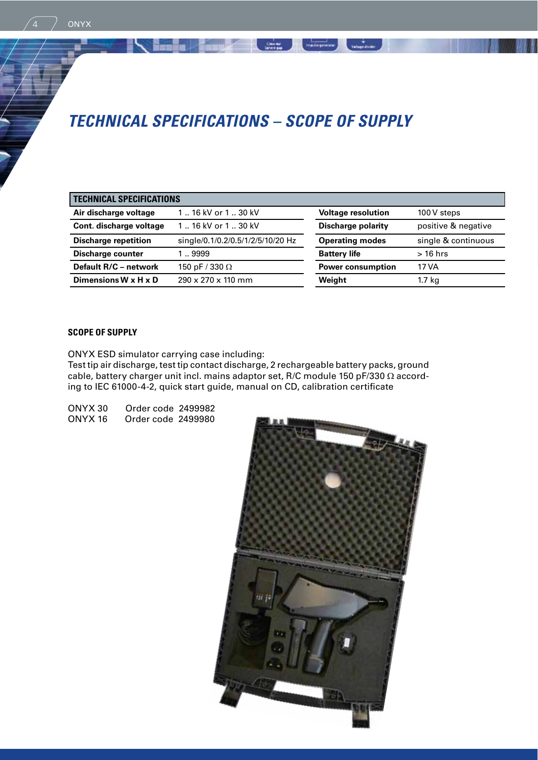# TECHNICAL SPECIFICATIONS – SCOPE OF SUPPLY

| TECHNICAL SPECIFICATIONS | | | |
|---|---|---|---|
| **Air discharge voltage** | 1 .. 16 kV or 1 .. 30 kV | **Voltage resolution** | 100 V steps |
| **Cont. discharge voltage** | 1 .. 16 kV or 1 .. 30 kV | **Discharge polarity** | positive & negative |
| **Discharge repetition** | single/0.1/0.2/0.5/1/2/5/10/20 Hz | **Operating modes** | single & continuous |
| **Discharge counter** | 1 .. 9999 | **Battery life** | > 16 hrs |
| **Default R/C – network** | 150 pF / 330 Ω | **Power consumption** | 17 VA |
| **Dimensions W x H x D** | 290 x 270 x 110 mm | **Weight** | 1.7 kg |

### SCOPE OF SUPPLY

ONYX ESD simulator carrying case including:
Test tip air discharge, test tip contact discharge, 2 rechargeable battery packs, ground cable, battery charger unit incl. mains adaptor set, R/C module 150 pF/330 Ω according to IEC 61000-4-2, quick start guide, manual on CD, calibration certificate

ONYX 30 Order code 2499982
ONYX 16 Order code 2499980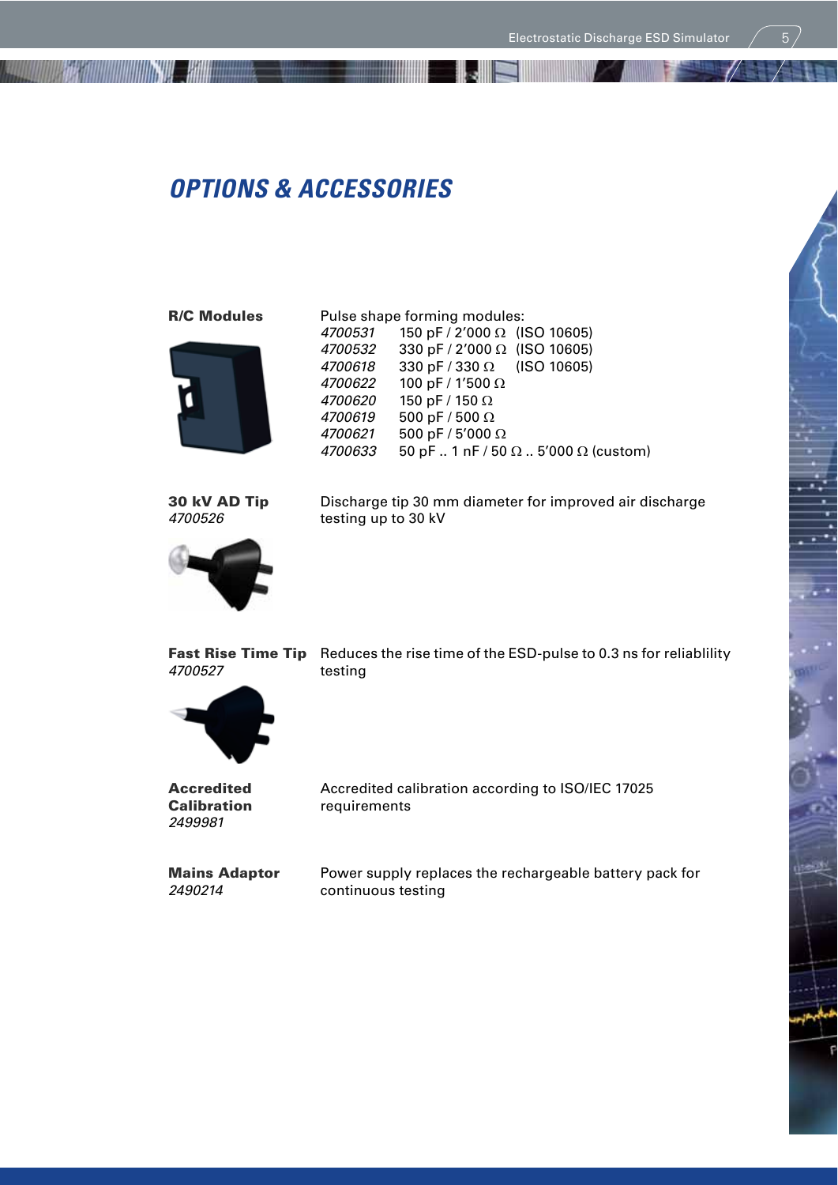## OPTIONS & ACCESSORIES

**R/C Modules**

Pulse shape forming modules:

| | |
|---|---|
| *4700531* | 150 pF / 2'000 Ω (ISO 10605) |
| *4700532* | 330 pF / 2'000 Ω (ISO 10605) |
| *4700618* | 330 pF / 330 Ω (ISO 10605) |
| *4700622* | 100 pF / 1'500 Ω |
| *4700620* | 150 pF / 150 Ω |
| *4700619* | 500 pF / 500 Ω |
| *4700621* | 500 pF / 5'000 Ω |
| *4700633* | 50 pF .. 1 nF / 50 Ω .. 5'000 Ω (custom) |

**30 kV AD Tip**
*4700526*

Discharge tip 30 mm diameter for improved air discharge testing up to 30 kV

**Fast Rise Time Tip**
*4700527*

Reduces the rise time of the ESD-pulse to 0.3 ns for reliablility testing

**Accredited Calibration**
*2499981*

Accredited calibration according to ISO/IEC 17025 requirements

**Mains Adaptor**
*2490214*

Power supply replaces the rechargeable battery pack for continuous testing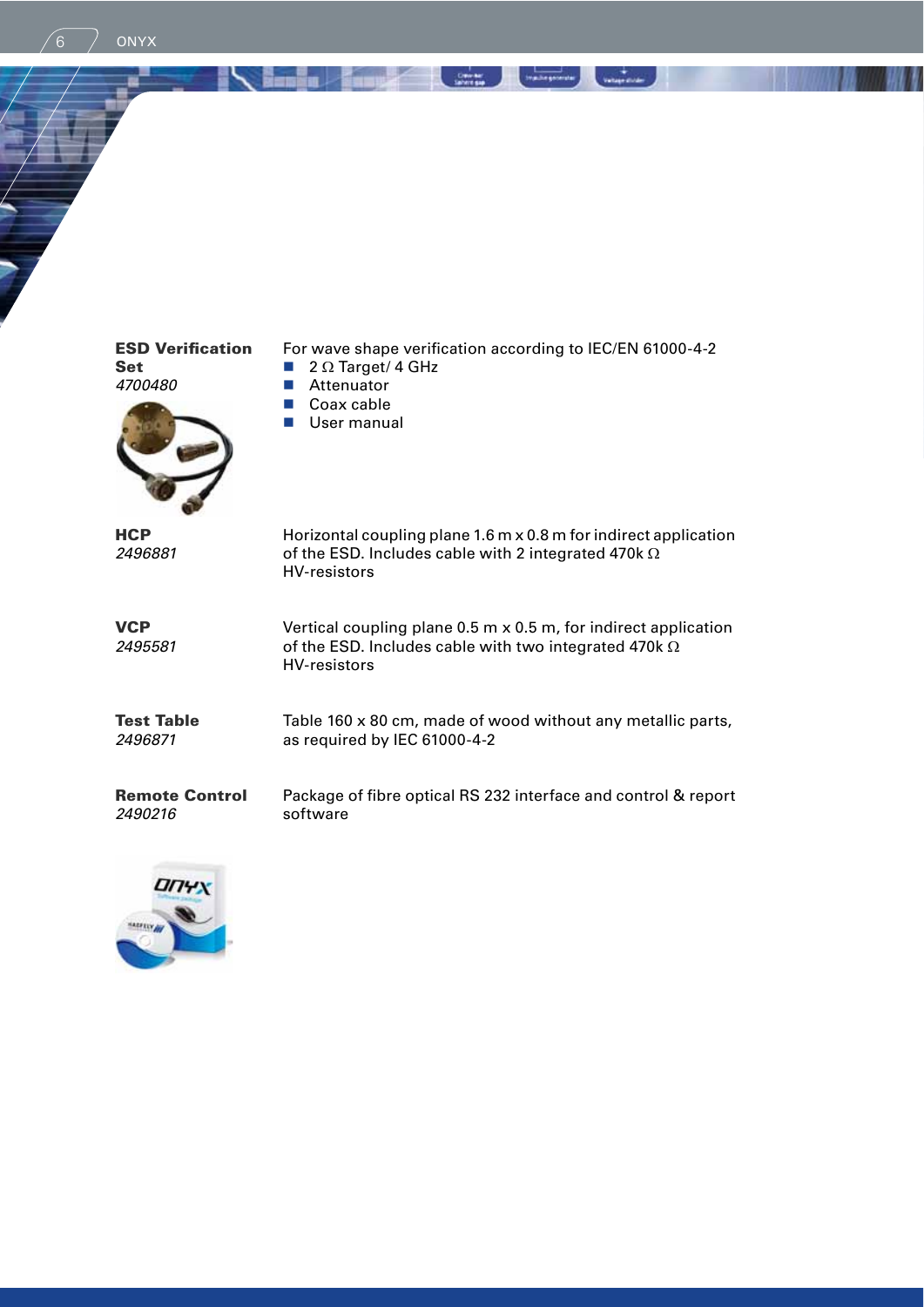**ESD Verification Set**
*4700480*

For wave shape verification according to IEC/EN 61000-4-2

- 2 Ω Target/ 4 GHz
- Attenuator
- Coax cable
- User manual

**HCP**
*2496881*

Horizontal coupling plane 1.6 m x 0.8 m for indirect application of the ESD. Includes cable with 2 integrated 470k Ω HV-resistors

**VCP**
*2495581*

Vertical coupling plane 0.5 m x 0.5 m, for indirect application of the ESD. Includes cable with two integrated 470k Ω HV-resistors

**Test Table**
*2496871*

Table 160 x 80 cm, made of wood without any metallic parts, as required by IEC 61000-4-2

**Remote Control**
*2490216*

Package of fibre optical RS 232 interface and control & report software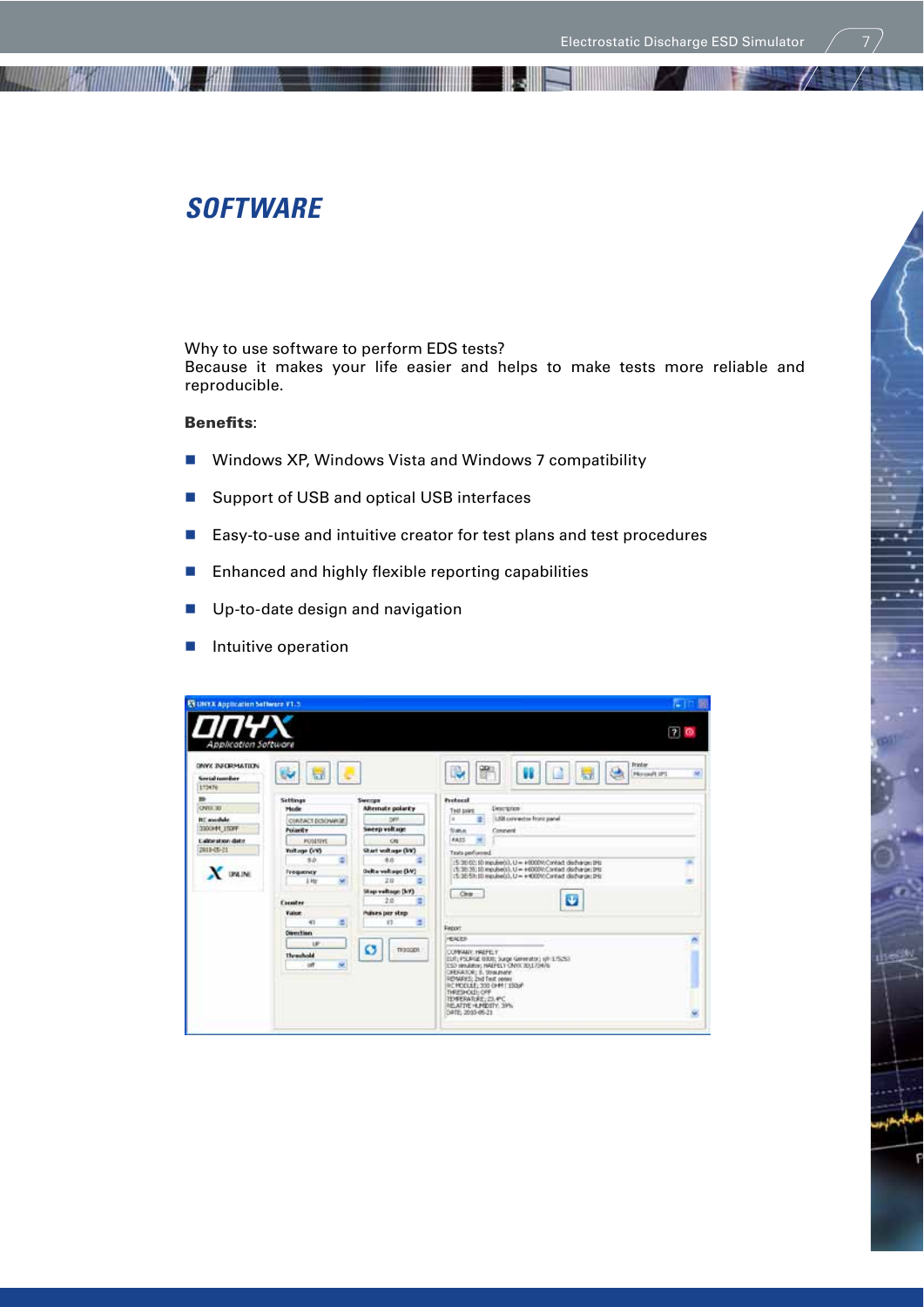## *SOFTWARE*

Why to use software to perform EDS tests?
Because it makes your life easier and helps to make tests more reliable and reproducible.

**Benefits**:

- Windows XP, Windows Vista and Windows 7 compatibility
- Support of USB and optical USB interfaces
- Easy-to-use and intuitive creator for test plans and test procedures
- Enhanced and highly flexible reporting capabilities
- Up-to-date design and navigation
- Intuitive operation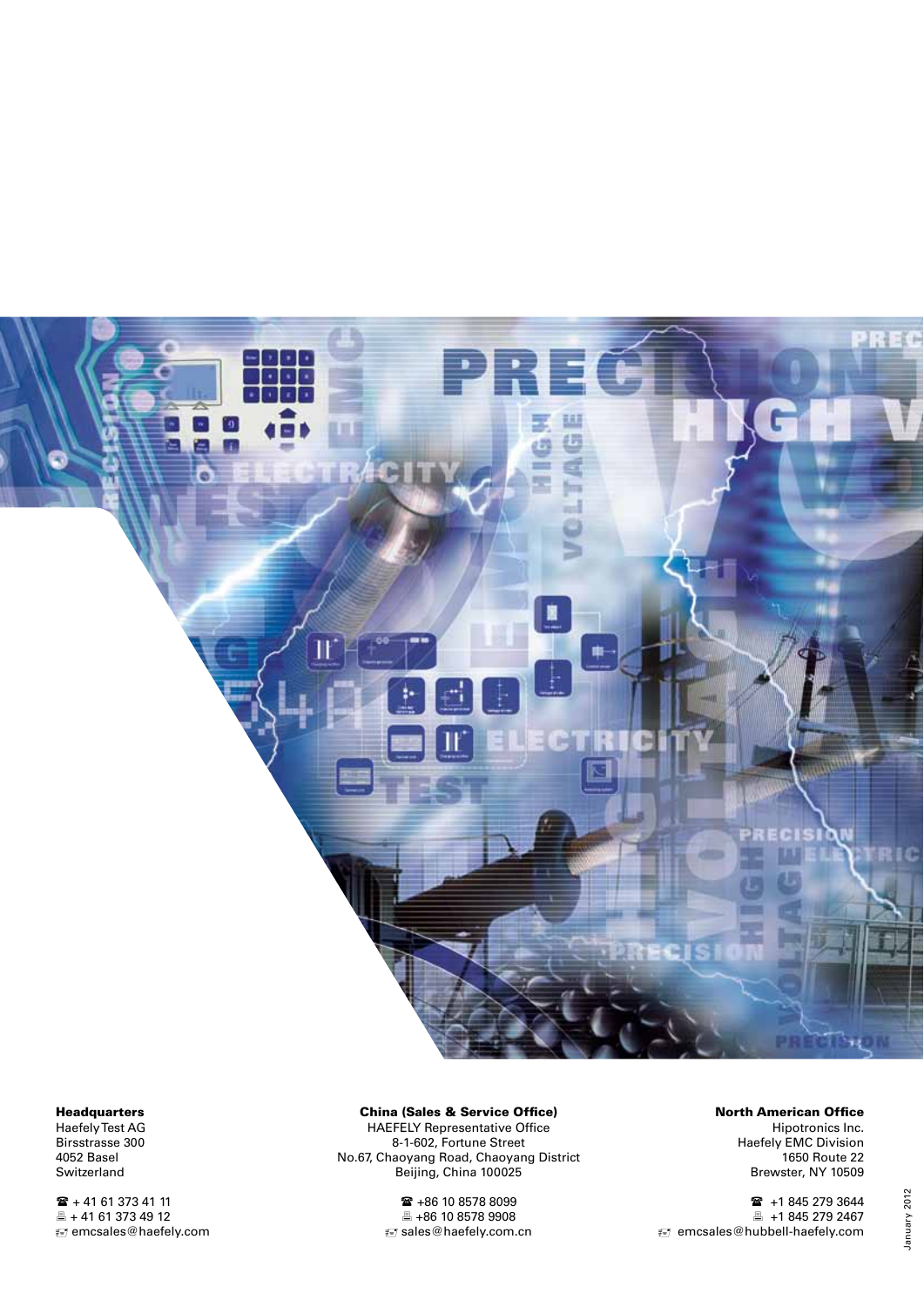**Headquarters**
Haefely Test AG
Birsstrasse 300
4052 Basel
Switzerland

☎ + 41 61 373 41 11
🖷 + 41 61 373 49 12
✉ emcsales@haefely.com

**China (Sales & Service Office)**
HAEFELY Representative Office
8-1-602, Fortune Street
No.67, Chaoyang Road, Chaoyang District
Beijing, China 100025

☎ +86 10 8578 8099
🖷 +86 10 8578 9908
✉ sales@haefely.com.cn

**North American Office**
Hipotronics Inc.
Haefely EMC Division
1650 Route 22
Brewster, NY 10509

☎ +1 845 279 3644
🖷 +1 845 279 2467
✉ emcsales@hubbell-haefely.com

January 2012